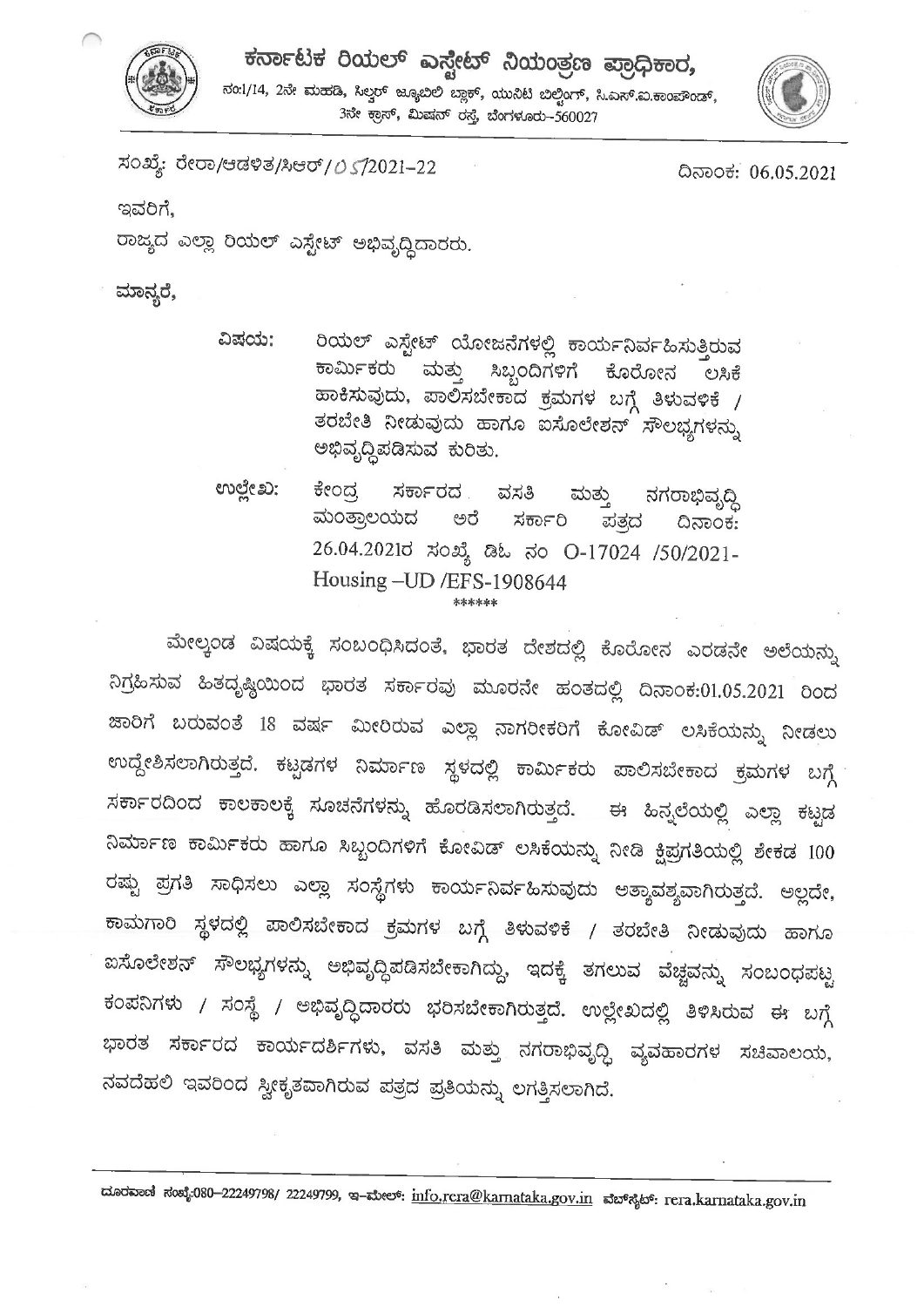# ಕರ್ನಾಟಕ ರಿಯಲ್ ಎಸ್ಟೇಟ್ ನಿಯಂತ್ರಣ ಪ್ರಾಧಿಕಾರ,

ನಂ:1/14, 2ನೇ ಮಹಡಿ, ಸಿಲ್ವರ್ ಜ್ಯೂಬಿಲಿ ಬ್ಲಾಕ್, ಯುನಿಟಿ ಬಿಲ್ಡಿಂಗ್, ಸಿ.ಎಸ್.ಐ.ಕಾಂಪೌಂಡ್, 3ನೇ ಕ್ರಾಸ್, ಮಿಷನ್ ರಸ್ತೆ, ಬೆಂಗಳೂರು-560027

ಸಂಖ್ಯೆ: ರೇರಾ/ಆಡಳಿತ/ಸಿಆರ್/05/2021-22

ದಿನಾಂಕ: 06.05.2021

ಇವರಿಗೆ,

ರಾಜ್ಯದ ಎಲ್ಲಾ ರಿಯಲ್ ಎಸ್ಟೇಟ್ ಅಭಿವೃದ್ಧಿದಾರರು.

ಮಾನ್ಯರೆ,

ವಿಷಯ: ರಿಯಲ್ ಎಸ್ಟೇಟ್ ಯೋಜನೆಗಳಲ್ಲಿ ಕಾರ್ಯನಿರ್ವಹಿಸುತ್ತಿರುವ ಕಾರ್ಮಿಕರು ಮತ್ತು ಸಿಬ್ಬಂದಿಗಳಿಗೆ ಕೊರೋನ ಲಸಿಕೆ ಹಾಕಿಸುವುದು, ಪಾಲಿಸಬೇಕಾದ ಕ್ರಮಗಳ ಬಗ್ಗೆ ತಿಳುವಳಿಕೆ / ತರಬೇತಿ ನೀಡುವುದು ಹಾಗೂ ಐಸೋಲೇಶನ್ ಸೌಲಭ್ಯಗಳನ್ನು ಅಭಿವೃದ್ಧಿಪಡಿಸುವ ಕುರಿತು.

ಉಲ್ಲೇಖ: ಕೇಂದ್ರ ಸರ್ಕಾರದ ವಸತಿ ಮತ್ತು ನಗರಾಭಿವೃದ್ಧಿ ಮಂತ್ರಾಲಯದ ಅರೆ ಸರ್ಕಾರಿ ಪತ್ರದ ದಿನಾಂಕ: 26.04.2021ರ ಸಂಖ್ಯೆ ಡಿಓ ನಂ O-17024 /50/2021-Housing –UD /EFS-1908644

\*\*\*\*\*\*

ಮೇಲ್ಕಂಡ ವಿಷಯಕ್ಕೆ ಸಂಬಂಧಿಸಿದಂತೆ, ಭಾರತ ದೇಶದಲ್ಲಿ ಕೊರೋನ ಎರಡನೇ ಅಲೆಯನ್ನು ನಿಗ್ರಹಿಸುವ ಹಿತದೃಷ್ಟಿಯಿಂದ ಭಾರತ ಸರ್ಕಾರವು ಮೂರನೇ ಹಂತದಲ್ಲಿ ದಿನಾಂಕ:01.05.2021 ರಿಂದ ಜಾರಿಗೆ ಬರುವಂತೆ 18 ವರ್ಷ ಮೀರಿರುವ ಎಲ್ಲಾ ನಾಗರೀಕರಿಗೆ ಕೋವಿಡ್ ಲಸಿಕೆಯನ್ನು ನೀಡಲು ಉದ್ದೇಶಿಸಲಾಗಿರುತ್ತದೆ. ಕಟ್ಟಡಗಳ ನಿರ್ಮಾಣ ಸ್ಥಳದಲ್ಲಿ ಕಾರ್ಮಿಕರು ಪಾಲಿಸಬೇಕಾದ ಕ್ರಮಗಳ ಬಗ್ಗೆ ಸರ್ಕಾರದಿಂದ ಕಾಲಕಾಲಕ್ಕೆ ಸೂಚನೆಗಳನ್ನು ಹೊರಡಿಸಲಾಗಿರುತ್ತದೆ. ಈ ಹಿನ್ನಲೆಯಲ್ಲಿ ಎಲ್ಲಾ ಕಟ್ಟಡ ನಿರ್ಮಾಣ ಕಾರ್ಮಿಕರು ಹಾಗೂ ಸಿಬ್ಬಂದಿಗಳಿಗೆ ಕೋವಿಡ್ ಲಸಿಕೆಯನ್ನು ನೀಡಿ ಕ್ಷಿಪ್ರಗತಿಯಲ್ಲಿ ಶೇಕಡ 100 ರಷ್ಟು ಪ್ರಗತಿ ಸಾಧಿಸಲು ಎಲ್ಲಾ ಸಂಸ್ಥೆಗಳು ಕಾರ್ಯನಿರ್ವಹಿಸುವುದು ಅತ್ಯಾವಶ್ಯವಾಗಿರುತ್ತದೆ. ಅಲ್ಲದೇ, ಕಾಮಗಾರಿ ಸ್ಥಳದಲ್ಲಿ ಪಾಲಿಸಬೇಕಾದ ಕ್ರಮಗಳ ಬಗ್ಗೆ ತಿಳುವಳಿಕೆ / ತರಬೇತಿ ನೀಡುವುದು ಹಾಗೂ ಐಸೋಲೇಶನ್ ಸೌಲಭ್ಯಗಳನ್ನು ಅಭಿವೃದ್ಧಿಪಡಿಸಬೇಕಾಗಿದ್ದು, ಇದಕ್ಕೆ ತಗಲುವ ವೆಚ್ಚವನ್ನು ಸಂಬಂಧಪಟ್ಟ ಕಂಪನಿಗಳು / ಸಂಸ್ಥೆ / ಅಭಿವೃದ್ಧಿದಾರರು ಭರಿಸಬೇಕಾಗಿರುತ್ತದೆ. ಉಲ್ಲೇಖದಲ್ಲಿ ತಿಳಿಸಿರುವ ಈ ಬಗ್ಗೆ ಭಾರತ ಸರ್ಕಾರದ ಕಾರ್ಯದರ್ಶಿಗಳು, ವಸತಿ ಮತ್ತು ನಗರಾಭಿವೃದ್ಧಿ ವ್ಯವಹಾರಗಳ ಸಚಿವಾಲಯ, ನವದೆಹಲಿ ಇವರಿಂದ ಸ್ವೀಕೃತವಾಗಿರುವ ಪತ್ರದ ಪ್ರತಿಯನ್ನು ಲಗತ್ತಿಸಲಾಗಿದೆ.

ದೂರವಾಣಿ ಸಂಖ್ಯೆ:080-22249798/ 22249799, ಇ-ಮೇಲ್: info.rera@karnataka.gov.in ವೆಬ್‌ಸೈಟ್: rera.karnataka.gov.in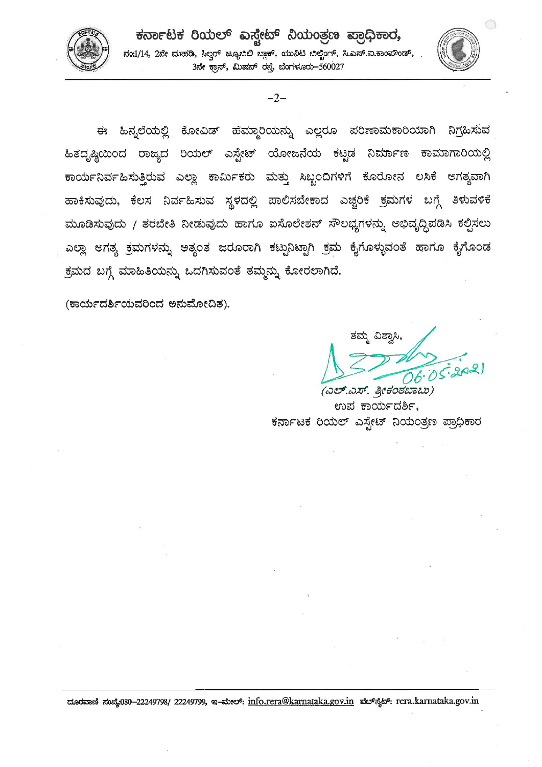ಈ ಹಿನ್ನಲೆಯಲ್ಲಿ ಕೋವಿಡ್ ಹೆಮ್ಮಾರಿಯನ್ನು ಎಲ್ಲರೂ ಪರಿಣಾಮಕಾರಿಯಾಗಿ ನಿಗ್ರಹಿಸುವ ಹಿತದೃಷ್ಟಿಯಿಂದ ರಾಜ್ಯದ ರಿಯಲ್ ಎಸ್ಟೇಟ್ ಯೋಜನೆಯ ಕಟ್ಟಡ ನಿರ್ಮಾಣ ಕಾಮಾಗಾರಿಯಲ್ಲಿ ಕಾರ್ಯನಿರ್ವಹಿಸುತ್ತಿರುವ ಎಲ್ಲಾ ಕಾರ್ಮಿಕರು ಮತ್ತು ಸಿಬ್ಬಂದಿಗಳಿಗೆ ಕೊರೋನ ಲಸಿಕೆ ಅಗತ್ಯವಾಗಿ ಹಾಕಿಸುವುದು, ಕೆಲಸ ನಿರ್ವಹಿಸುವ ಸ್ಥಳದಲ್ಲಿ ಪಾಲಿಸಬೇಕಾದ ಎಚ್ಚರಿಕೆ ಕ್ರಮಗಳ ಬಗ್ಗೆ ತಿಳುವಳಿಕೆ ಮೂಡಿಸುವುದು / ತರಬೇತಿ ನೀಡುವುದು ಹಾಗೂ ಐಸೊಲೇಶನ್ ಸೌಲಭ್ಯಗಳನ್ನು ಅಭಿವೃದ್ಧಿಪಡಿಸಿ ಕಲ್ಪಿಸಲು ಎಲ್ಲಾ ಅಗತ್ಯ ಕ್ರಮಗಳನ್ನು ಅತ್ಯಂತ ಜರೂರಾಗಿ ಕಟ್ಟುನಿಟ್ಟಾಗಿ ಕ್ರಮ ಕೈಗೊಳ್ಳುವಂತೆ ಹಾಗೂ ಕೈಗೊಂಡ ಕ್ರಮದ ಬಗ್ಗೆ ಮಾಹಿತಿಯನ್ನು ಒದಗಿಸುವಂತೆ ತಮ್ಮನ್ನು ಕೋರಲಾಗಿದೆ.

(ಕಾರ್ಯದರ್ಶಿಯವರಿಂದ ಅನುಮೋದಿತ).

ತಮ್ಮ ವಿಶ್ವಾಸಿ,

06.05.2021

*(ಎಲ್.ಎಸ್. ಶ್ರೀಕಂಠಬಾಬು)*
ಉಪ ಕಾರ್ಯದರ್ಶಿ,
ಕರ್ನಾಟಕ ರಿಯಲ್ ಎಸ್ಟೇಟ್ ನಿಯಂತ್ರಣ ಪ್ರಾಧಿಕಾರ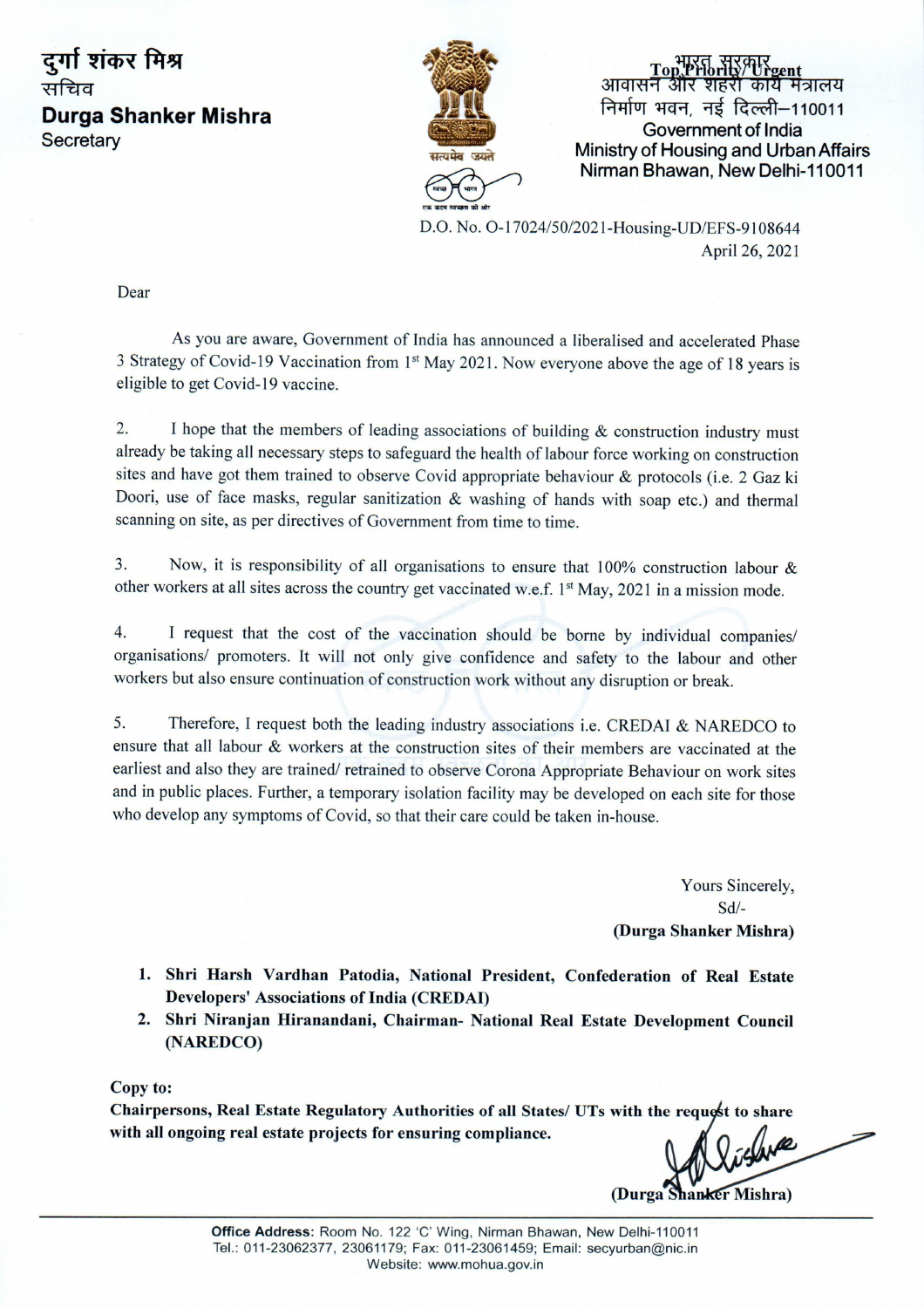दुर्गा शंकर मिश्र
सचिव
**Durga Shanker Mishra**
Secretary

**Top Priority/ Urgent**

भारत सरकार
आवासन और शहरी कार्य मंत्रालय
निर्माण भवन, नई दिल्ली–110011
Government of India
Ministry of Housing and Urban Affairs
Nirman Bhawan, New Delhi-110011

D.O. No. O-17024/50/2021-Housing-UD/EFS-9108644
April 26, 2021

Dear

As you are aware, Government of India has announced a liberalised and accelerated Phase 3 Strategy of Covid-19 Vaccination from 1st May 2021. Now everyone above the age of 18 years is eligible to get Covid-19 vaccine.

2. I hope that the members of leading associations of building & construction industry must already be taking all necessary steps to safeguard the health of labour force working on construction sites and have got them trained to observe Covid appropriate behaviour & protocols (i.e. 2 Gaz ki Doori, use of face masks, regular sanitization & washing of hands with soap etc.) and thermal scanning on site, as per directives of Government from time to time.

3. Now, it is responsibility of all organisations to ensure that 100% construction labour & other workers at all sites across the country get vaccinated w.e.f. 1st May, 2021 in a mission mode.

4. I request that the cost of the vaccination should be borne by individual companies/ organisations/ promoters. It will not only give confidence and safety to the labour and other workers but also ensure continuation of construction work without any disruption or break.

5. Therefore, I request both the leading industry associations i.e. CREDAI & NAREDCO to ensure that all labour & workers at the construction sites of their members are vaccinated at the earliest and also they are trained/ retrained to observe Corona Appropriate Behaviour on work sites and in public places. Further, a temporary isolation facility may be developed on each site for those who develop any symptoms of Covid, so that their care could be taken in-house.

Yours Sincerely,
Sd/-
**(Durga Shanker Mishra)**

1. **Shri Harsh Vardhan Patodia, National President, Confederation of Real Estate Developers' Associations of India (CREDAI)**
2. **Shri Niranjan Hiranandani, Chairman- National Real Estate Development Council (NAREDCO)**

**Copy to:**
**Chairpersons, Real Estate Regulatory Authorities of all States/ UTs with the request to share with all ongoing real estate projects for ensuring compliance.**

**(Durga Shanker Mishra)**

**Office Address:** Room No. 122 'C' Wing, Nirman Bhawan, New Delhi-110011
Tel.: 011-23062377, 23061179; Fax: 011-23061459; Email: secyurban@nic.in
Website: www.mohua.gov.in